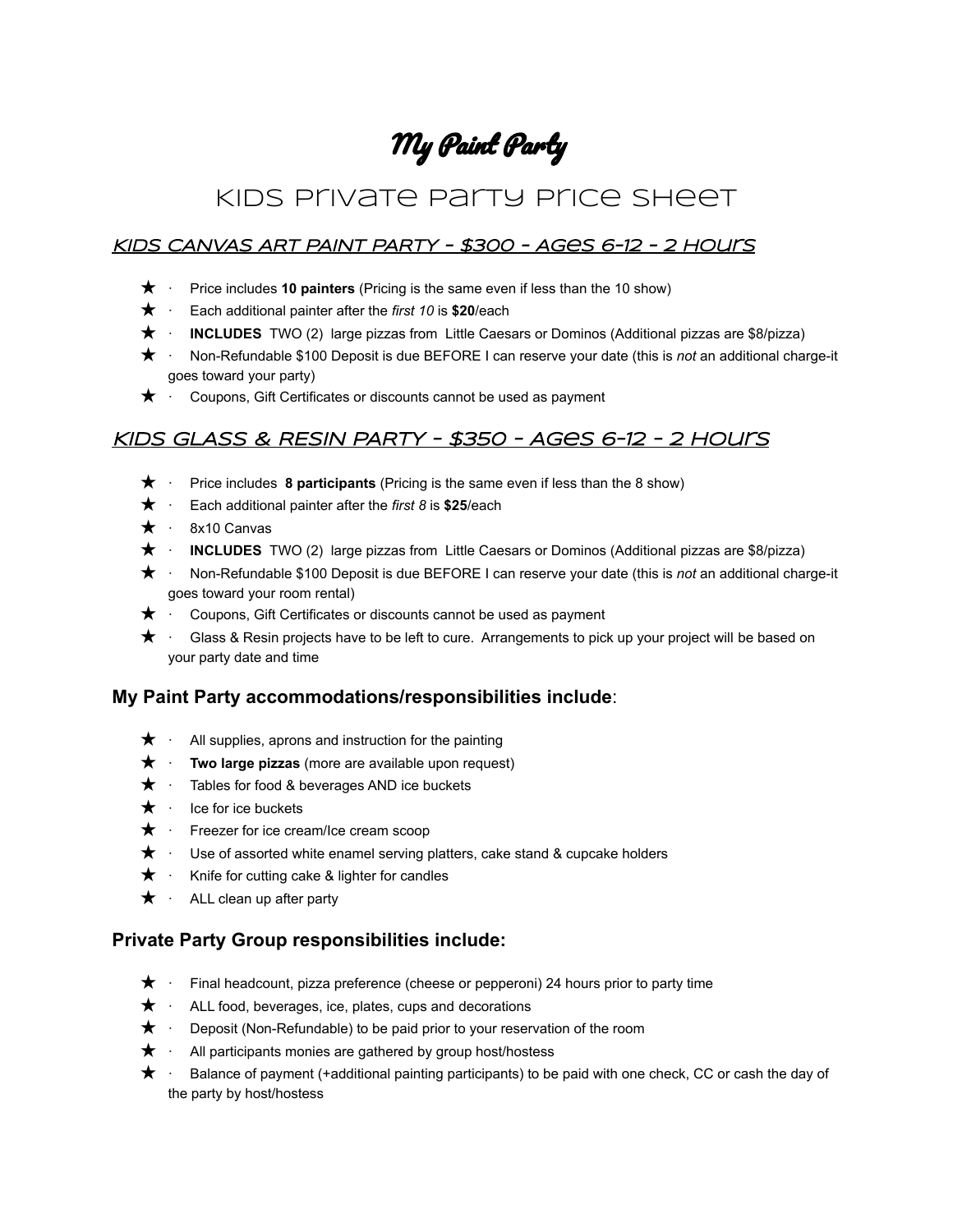# My Paint Party

## Kids Private Party Price Sheet

### *KIDS CANVAS ART PAINT PARTY - $300 - Ages 6-12 - 2 Hours*

- ★ · Price includes **10 painters** (Pricing is the same even if less than the 10 show)
- ★ · Each additional painter after the *first 10* is **$20**/each
- ★ · **INCLUDES** TWO (2) large pizzas from Little Caesars or Dominos (Additional pizzas are $8/pizza)
- ★ · Non-Refundable $100 Deposit is due BEFORE I can reserve your date (this is *not* an additional charge-it goes toward your party)
- ★ · Coupons, Gift Certificates or discounts cannot be used as payment

### *KIDS GLASS & RESIN PARTY - $350 - Ages 6-12 - 2 Hours*

- ★ · Price includes **8 participants** (Pricing is the same even if less than the 8 show)
- ★ · Each additional painter after the *first 8* is **$25**/each
- ★ · 8x10 Canvas
- ★ · **INCLUDES** TWO (2) large pizzas from Little Caesars or Dominos (Additional pizzas are $8/pizza)
- ★ · Non-Refundable $100 Deposit is due BEFORE I can reserve your date (this is *not* an additional charge-it goes toward your room rental)
- ★ · Coupons, Gift Certificates or discounts cannot be used as payment
- ★ · Glass & Resin projects have to be left to cure. Arrangements to pick up your project will be based on your party date and time

### **My Paint Party accommodations/responsibilities include**:

- ★ · All supplies, aprons and instruction for the painting
- ★ · **Two large pizzas** (more are available upon request)
- ★ · Tables for food & beverages AND ice buckets
- ★ · Ice for ice buckets
- ★ · Freezer for ice cream/Ice cream scoop
- ★ · Use of assorted white enamel serving platters, cake stand & cupcake holders
- ★ · Knife for cutting cake & lighter for candles
- ★ · ALL clean up after party

### **Private Party Group responsibilities include:**

- ★ · Final headcount, pizza preference (cheese or pepperoni) 24 hours prior to party time
- ★ · ALL food, beverages, ice, plates, cups and decorations
- ★ · Deposit (Non-Refundable) to be paid prior to your reservation of the room
- ★ · All participants monies are gathered by group host/hostess
- ★ · Balance of payment (+additional painting participants) to be paid with one check, CC or cash the day of the party by host/hostess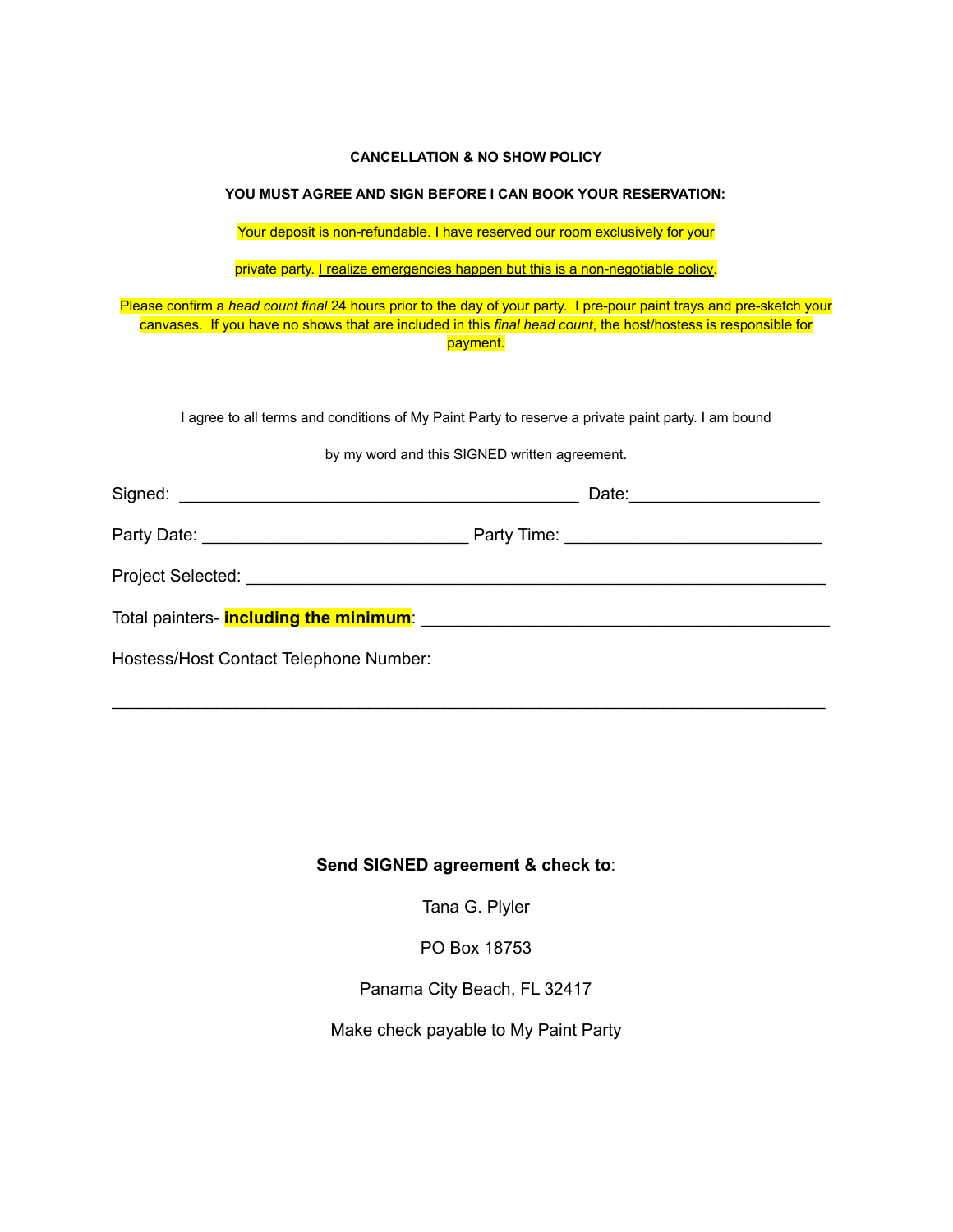**CANCELLATION & NO SHOW POLICY**

**YOU MUST AGREE AND SIGN BEFORE I CAN BOOK YOUR RESERVATION:**

Your deposit is non-refundable. I have reserved our room exclusively for your

private party. I realize emergencies happen but this is a non-negotiable policy.

Please confirm a *head count final* 24 hours prior to the day of your party. I pre-pour paint trays and pre-sketch your canvases. If you have no shows that are included in this *final head count*, the host/hostess is responsible for payment.

I agree to all terms and conditions of My Paint Party to reserve a private paint party. I am bound

by my word and this SIGNED written agreement.

Signed: ___________________________________________ Date:____________________

Party Date: ____________________________ Party Time: ___________________________

Project Selected: ______________________________________________________________

Total painters- **including the minimum**: __________________________________________

Hostess/Host Contact Telephone Number:

_____________________________________________________________________________

**Send SIGNED agreement & check to**:

Tana G. Plyler

PO Box 18753

Panama City Beach, FL 32417

Make check payable to My Paint Party